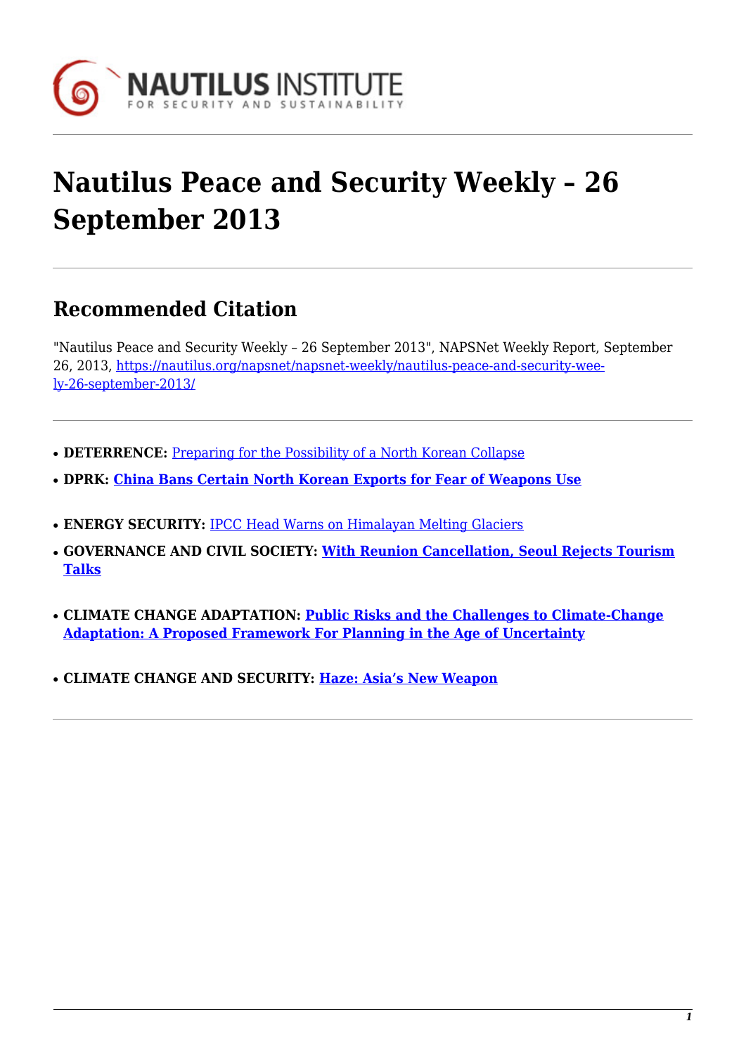# Nautilus Peace and Security Weekly – 26 September 2013

## Recommended Citation

"Nautilus Peace and Security Weekly – 26 September 2013", NAPSNet Weekly Report, September 26, 2013, https://nautilus.org/napsnet/napsnet-weekly/nautilus-peace-and-security-weekly-26-september-2013/

- **DETERRENCE:** Preparing for the Possibility of a North Korean Collapse
- **DPRK: China Bans Certain North Korean Exports for Fear of Weapons Use**
- **ENERGY SECURITY:** IPCC Head Warns on Himalayan Melting Glaciers
- **GOVERNANCE AND CIVIL SOCIETY: With Reunion Cancellation, Seoul Rejects Tourism Talks**
- **CLIMATE CHANGE ADAPTATION: Public Risks and the Challenges to Climate-Change Adaptation: A Proposed Framework For Planning in the Age of Uncertainty**
- **CLIMATE CHANGE AND SECURITY: Haze: Asia's New Weapon**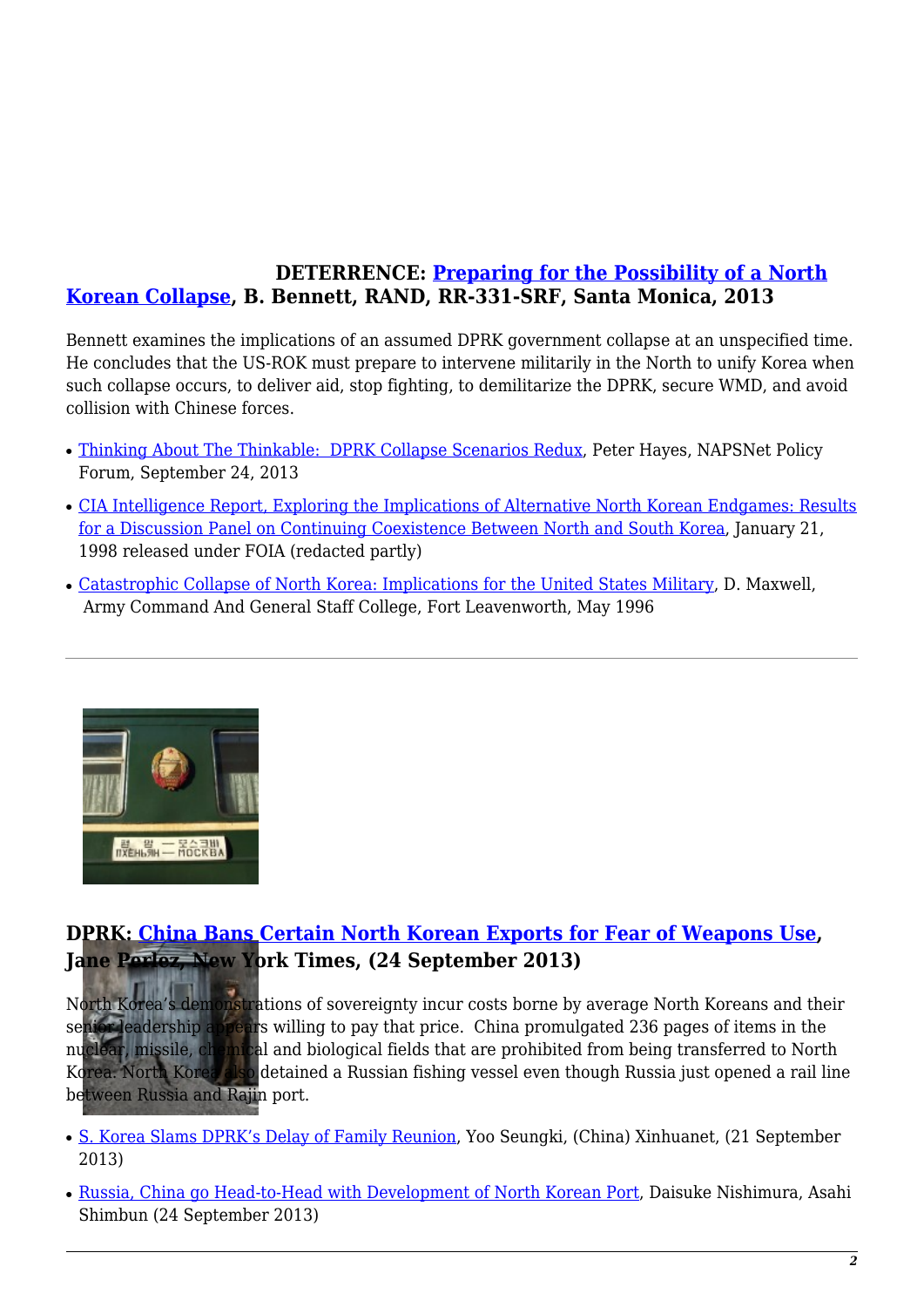**DETERRENCE: Preparing for the Possibility of a North Korean Collapse, B. Bennett, RAND, RR-331-SRF, Santa Monica, 2013**

Bennett examines the implications of an assumed DPRK government collapse at an unspecified time. He concludes that the US-ROK must prepare to intervene militarily in the North to unify Korea when such collapse occurs, to deliver aid, stop fighting, to demilitarize the DPRK, secure WMD, and avoid collision with Chinese forces.

- Thinking About The Thinkable: DPRK Collapse Scenarios Redux, Peter Hayes, NAPSNet Policy Forum, September 24, 2013
- CIA Intelligence Report, Exploring the Implications of Alternative North Korean Endgames: Results for a Discussion Panel on Continuing Coexistence Between North and South Korea, January 21, 1998 released under FOIA (redacted partly)
- Catastrophic Collapse of North Korea: Implications for the United States Military, D. Maxwell, Army Command And General Staff College, Fort Leavenworth, May 1996

---

**DPRK: China Bans Certain North Korean Exports for Fear of Weapons Use, Jane Perlez, New York Times, (24 September 2013)**

North Korea's demonstrations of sovereignty incur costs borne by average North Koreans and their senior leadership appears willing to pay that price. China promulgated 236 pages of items in the nuclear, missile, chemical and biological fields that are prohibited from being transferred to North Korea. North Korea also detained a Russian fishing vessel even though Russia just opened a rail line between Russia and Rajin port.

- S. Korea Slams DPRK's Delay of Family Reunion, Yoo Seungki, (China) Xinhuanet, (21 September 2013)
- Russia, China go Head-to-Head with Development of North Korean Port, Daisuke Nishimura, Asahi Shimbun (24 September 2013)

---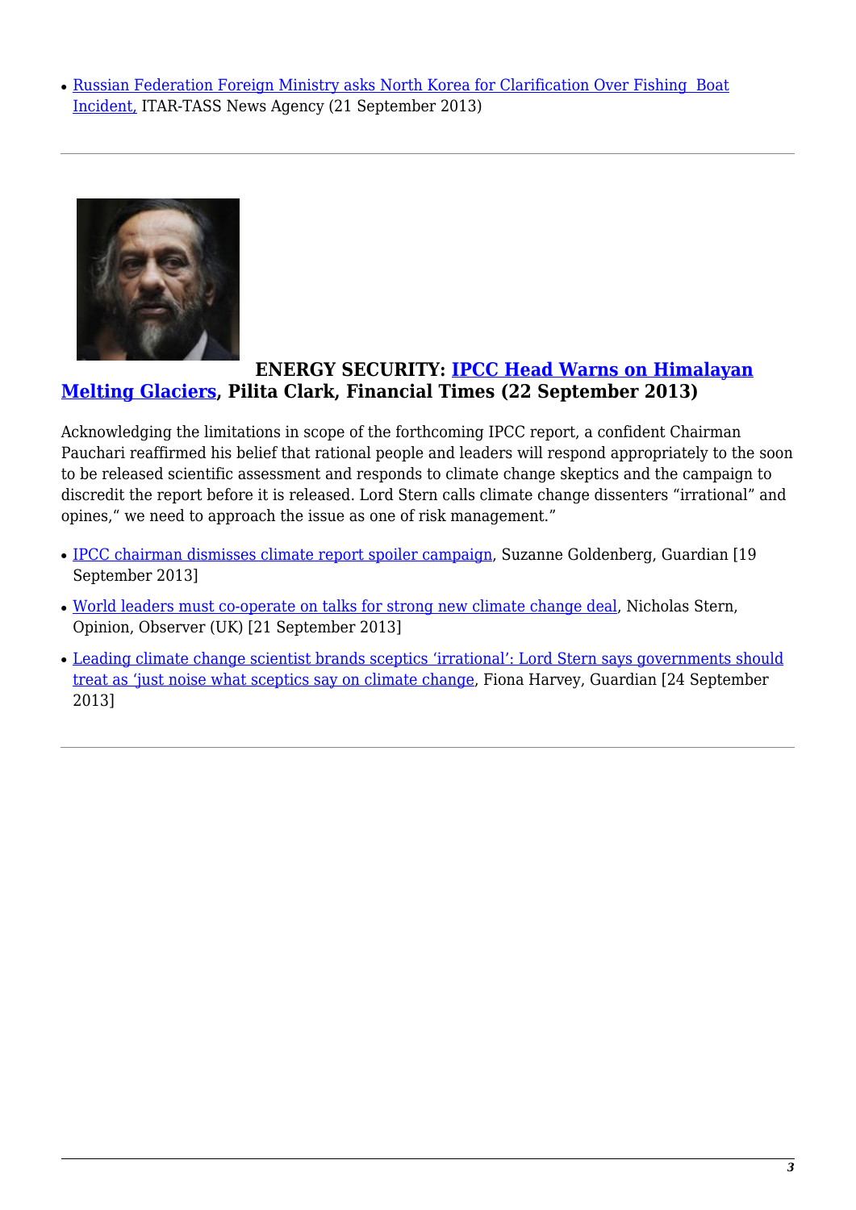- Russian Federation Foreign Ministry asks North Korea for Clarification Over Fishing Boat Incident, ITAR-TASS News Agency (21 September 2013)

---

**ENERGY SECURITY: IPCC Head Warns on Himalayan Melting Glaciers, Pilita Clark, Financial Times (22 September 2013)**

Acknowledging the limitations in scope of the forthcoming IPCC report, a confident Chairman Pauchari reaffirmed his belief that rational people and leaders will respond appropriately to the soon to be released scientific assessment and responds to climate change skeptics and the campaign to discredit the report before it is released. Lord Stern calls climate change dissenters "irrational" and opines," we need to approach the issue as one of risk management."

- IPCC chairman dismisses climate report spoiler campaign, Suzanne Goldenberg, Guardian [19 September 2013]
- World leaders must co-operate on talks for strong new climate change deal, Nicholas Stern, Opinion, Observer (UK) [21 September 2013]
- Leading climate change scientist brands sceptics 'irrational': Lord Stern says governments should treat as 'just noise what sceptics say on climate change, Fiona Harvey, Guardian [24 September 2013]

---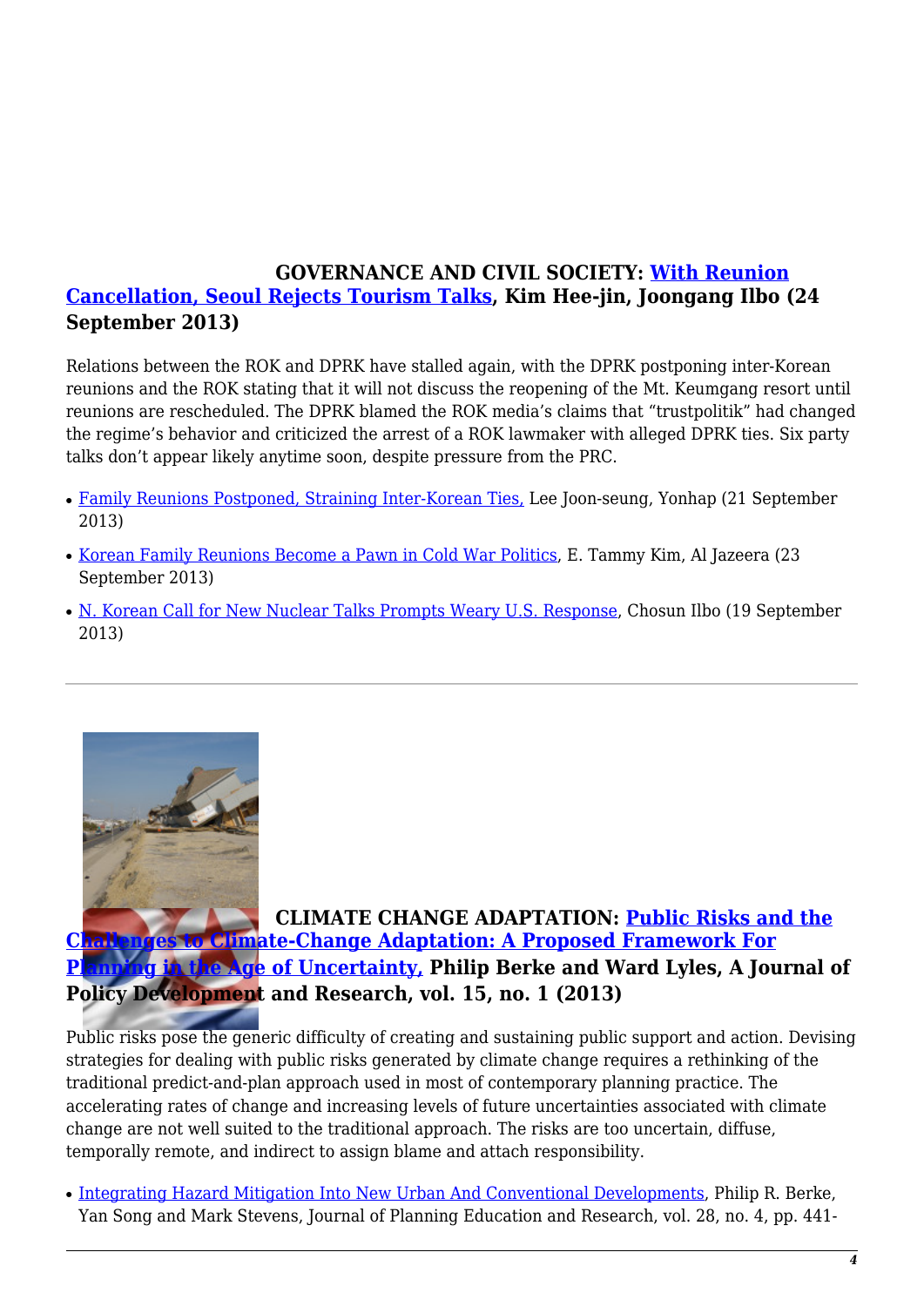**GOVERNANCE AND CIVIL SOCIETY: With Reunion Cancellation, Seoul Rejects Tourism Talks, Kim Hee-jin, Joongang Ilbo (24 September 2013)**

Relations between the ROK and DPRK have stalled again, with the DPRK postponing inter-Korean reunions and the ROK stating that it will not discuss the reopening of the Mt. Keumgang resort until reunions are rescheduled. The DPRK blamed the ROK media's claims that "trustpolitik" had changed the regime's behavior and criticized the arrest of a ROK lawmaker with alleged DPRK ties. Six party talks don't appear likely anytime soon, despite pressure from the PRC.

- Family Reunions Postponed, Straining Inter-Korean Ties, Lee Joon-seung, Yonhap (21 September 2013)
- Korean Family Reunions Become a Pawn in Cold War Politics, E. Tammy Kim, Al Jazeera (23 September 2013)
- N. Korean Call for New Nuclear Talks Prompts Weary U.S. Response, Chosun Ilbo (19 September 2013)

---

**CLIMATE CHANGE ADAPTATION: Public Risks and the Challenges to Climate-Change Adaptation: A Proposed Framework For Planning in the Age of Uncertainty, Philip Berke and Ward Lyles, A Journal of Policy Development and Research, vol. 15, no. 1 (2013)**

Public risks pose the generic difficulty of creating and sustaining public support and action. Devising strategies for dealing with public risks generated by climate change requires a rethinking of the traditional predict-and-plan approach used in most of contemporary planning practice. The accelerating rates of change and increasing levels of future uncertainties associated with climate change are not well suited to the traditional approach. The risks are too uncertain, diffuse, temporally remote, and indirect to assign blame and attach responsibility.

- Integrating Hazard Mitigation Into New Urban And Conventional Developments, Philip R. Berke, Yan Song and Mark Stevens, Journal of Planning Education and Research, vol. 28, no. 4, pp. 441-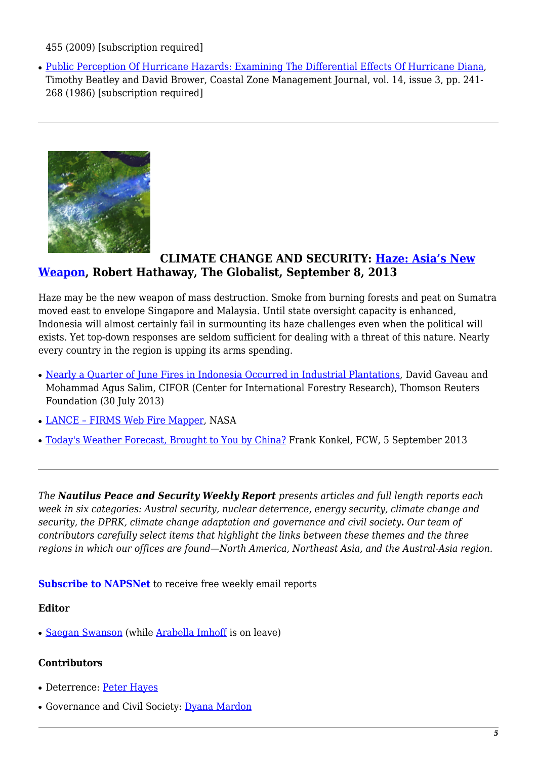455 (2009) [subscription required]

- Public Perception Of Hurricane Hazards: Examining The Differential Effects Of Hurricane Diana, Timothy Beatley and David Brower, Coastal Zone Management Journal, vol. 14, issue 3, pp. 241-268 (1986) [subscription required]

---

**CLIMATE CHANGE AND SECURITY: Haze: Asia's New Weapon, Robert Hathaway, The Globalist, September 8, 2013**

Haze may be the new weapon of mass destruction. Smoke from burning forests and peat on Sumatra moved east to envelope Singapore and Malaysia. Until state oversight capacity is enhanced, Indonesia will almost certainly fail in surmounting its haze challenges even when the political will exists. Yet top-down responses are seldom sufficient for dealing with a threat of this nature. Nearly every country in the region is upping its arms spending.

- Nearly a Quarter of June Fires in Indonesia Occurred in Industrial Plantations, David Gaveau and Mohammad Agus Salim, CIFOR (Center for International Forestry Research), Thomson Reuters Foundation (30 July 2013)
- LANCE – FIRMS Web Fire Mapper, NASA
- Today's Weather Forecast, Brought to You by China? Frank Konkel, FCW, 5 September 2013

---

*The **Nautilus Peace and Security Weekly Report** presents articles and full length reports each week in six categories: Austral security, nuclear deterrence, energy security, climate change and security, the DPRK, climate change adaptation and governance and civil society**.** Our team of contributors carefully select items that highlight the links between these themes and the three regions in which our offices are found—North America, Northeast Asia, and the Austral-Asia region.*

**Subscribe to NAPSNet** to receive free weekly email reports

**Editor**

- Saegan Swanson (while Arabella Imhoff is on leave)

**Contributors**

- Deterrence: Peter Hayes
- Governance and Civil Society: Dyana Mardon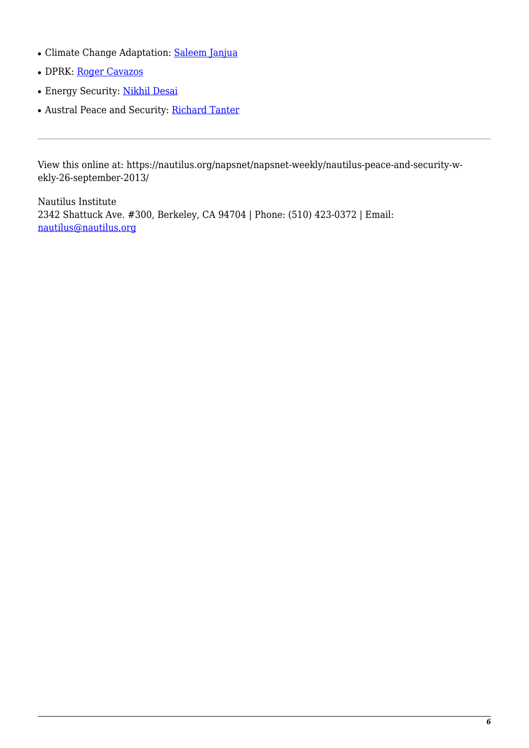- Climate Change Adaptation: [Saleem Janjua]
- DPRK: [Roger Cavazos]
- Energy Security: [Nikhil Desai]
- Austral Peace and Security: [Richard Tanter]

---

View this online at: https://nautilus.org/napsnet/napsnet-weekly/nautilus-peace-and-security-w-ekly-26-september-2013/

Nautilus Institute
2342 Shattuck Ave. #300, Berkeley, CA 94704 | Phone: (510) 423-0372 | Email: nautilus@nautilus.org